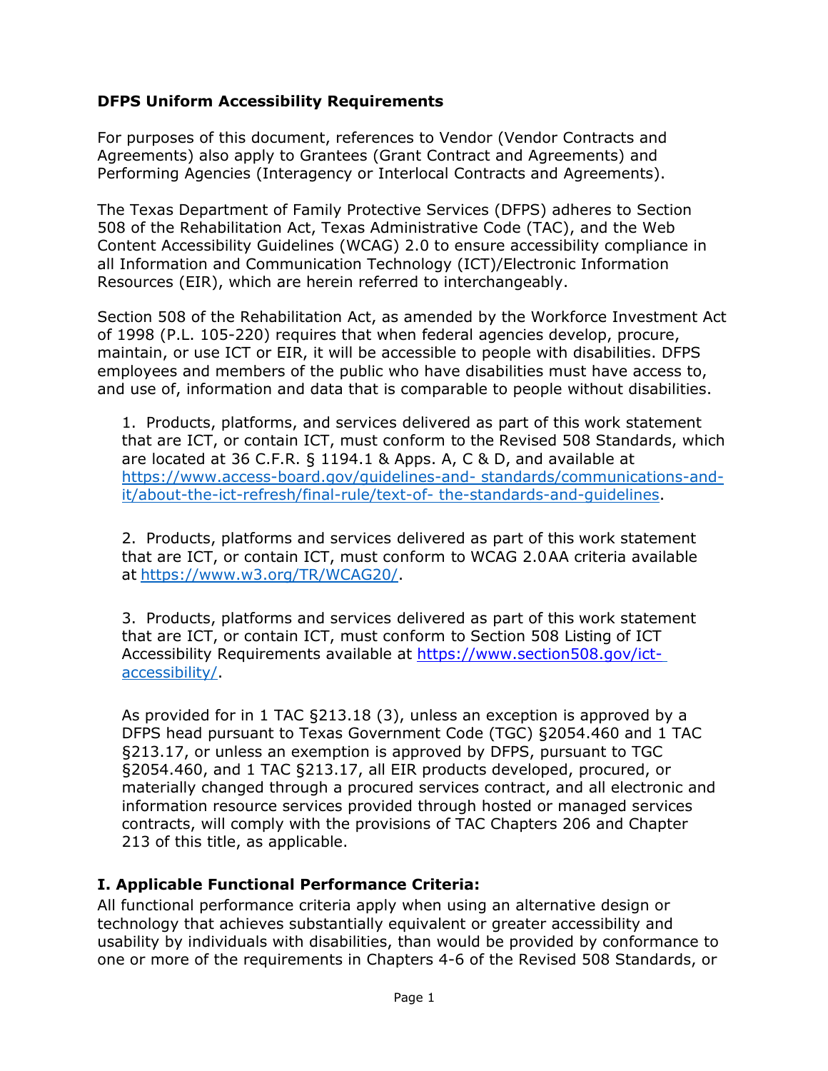**DFPS Uniform Accessibility Requirements**

For purposes of this document, references to Vendor (Vendor Contracts and Agreements) also apply to Grantees (Grant Contract and Agreements) and Performing Agencies (Interagency or Interlocal Contracts and Agreements).

The Texas Department of Family Protective Services (DFPS) adheres to Section 508 of the Rehabilitation Act, Texas Administrative Code (TAC), and the Web Content Accessibility Guidelines (WCAG) 2.0 to ensure accessibility compliance in all Information and Communication Technology (ICT)/Electronic Information Resources (EIR), which are herein referred to interchangeably.

Section 508 of the Rehabilitation Act, as amended by the Workforce Investment Act of 1998 (P.L. 105-220) requires that when federal agencies develop, procure, maintain, or use ICT or EIR, it will be accessible to people with disabilities. DFPS employees and members of the public who have disabilities must have access to, and use of, information and data that is comparable to people without disabilities.

1. Products, platforms, and services delivered as part of this work statement that are ICT, or contain ICT, must conform to the Revised 508 Standards, which are located at 36 C.F.R. § 1194.1 & Apps. A, C & D, and available at [https://www.access-board.gov/guidelines-and- standards/communications-and-it/about-the-ict-refresh/final-rule/text-of- the-standards-and-guidelines](https://www.access-board.gov/guidelines-and-standards/communications-and-it/about-the-ict-refresh/final-rule/text-of-the-standards-and-guidelines).

2. Products, platforms and services delivered as part of this work statement that are ICT, or contain ICT, must conform to WCAG 2.0 AA criteria available at [https://www.w3.org/TR/WCAG20/](https://www.w3.org/TR/WCAG20/).

3. Products, platforms and services delivered as part of this work statement that are ICT, or contain ICT, must conform to Section 508 Listing of ICT Accessibility Requirements available at [https://www.section508.gov/ict-accessibility/](https://www.section508.gov/ict-accessibility/).

As provided for in 1 TAC §213.18 (3), unless an exception is approved by a DFPS head pursuant to Texas Government Code (TGC) §2054.460 and 1 TAC §213.17, or unless an exemption is approved by DFPS, pursuant to TGC §2054.460, and 1 TAC §213.17, all EIR products developed, procured, or materially changed through a procured services contract, and all electronic and information resource services provided through hosted or managed services contracts, will comply with the provisions of TAC Chapters 206 and Chapter 213 of this title, as applicable.

## I. Applicable Functional Performance Criteria:

All functional performance criteria apply when using an alternative design or technology that achieves substantially equivalent or greater accessibility and usability by individuals with disabilities, than would be provided by conformance to one or more of the requirements in Chapters 4-6 of the Revised 508 Standards, or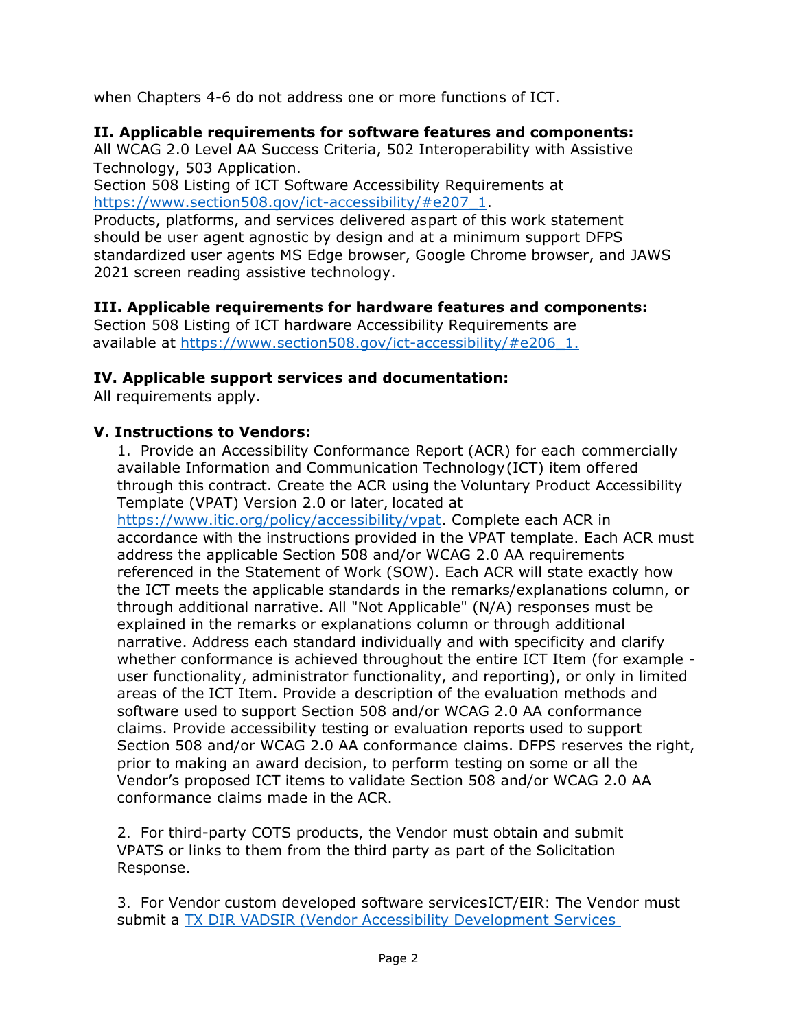when Chapters 4-6 do not address one or more functions of ICT.

**II. Applicable requirements for software features and components:**
All WCAG 2.0 Level AA Success Criteria, 502 Interoperability with Assistive Technology, 503 Application.
Section 508 Listing of ICT Software Accessibility Requirements at [https://www.section508.gov/ict-accessibility/#e207_1](https://www.section508.gov/ict-accessibility/#e207_1).
Products, platforms, and services delivered aspart of this work statement should be user agent agnostic by design and at a minimum support DFPS standardized user agents MS Edge browser, Google Chrome browser, and JAWS 2021 screen reading assistive technology.

**III. Applicable requirements for hardware features and components:**
Section 508 Listing of ICT hardware Accessibility Requirements are available at [https://www.section508.gov/ict-accessibility/#e206_1.](https://www.section508.gov/ict-accessibility/#e206_1)

**IV. Applicable support services and documentation:**
All requirements apply.

**V. Instructions to Vendors:**

1. Provide an Accessibility Conformance Report (ACR) for each commercially available Information and Communication Technology (ICT) item offered through this contract. Create the ACR using the Voluntary Product Accessibility Template (VPAT) Version 2.0 or later, located at [https://www.itic.org/policy/accessibility/vpat](https://www.itic.org/policy/accessibility/vpat). Complete each ACR in accordance with the instructions provided in the VPAT template. Each ACR must address the applicable Section 508 and/or WCAG 2.0 AA requirements referenced in the Statement of Work (SOW). Each ACR will state exactly how the ICT meets the applicable standards in the remarks/explanations column, or through additional narrative. All "Not Applicable" (N/A) responses must be explained in the remarks or explanations column or through additional narrative. Address each standard individually and with specificity and clarify whether conformance is achieved throughout the entire ICT Item (for example - user functionality, administrator functionality, and reporting), or only in limited areas of the ICT Item. Provide a description of the evaluation methods and software used to support Section 508 and/or WCAG 2.0 AA conformance claims. Provide accessibility testing or evaluation reports used to support Section 508 and/or WCAG 2.0 AA conformance claims. DFPS reserves the right, prior to making an award decision, to perform testing on some or all the Vendor's proposed ICT items to validate Section 508 and/or WCAG 2.0 AA conformance claims made in the ACR.

2. For third-party COTS products, the Vendor must obtain and submit VPATS or links to them from the third party as part of the Solicitation Response.

3. For Vendor custom developed software servicesICT/EIR: The Vendor must submit a TX DIR VADSIR (Vendor Accessibility Development Services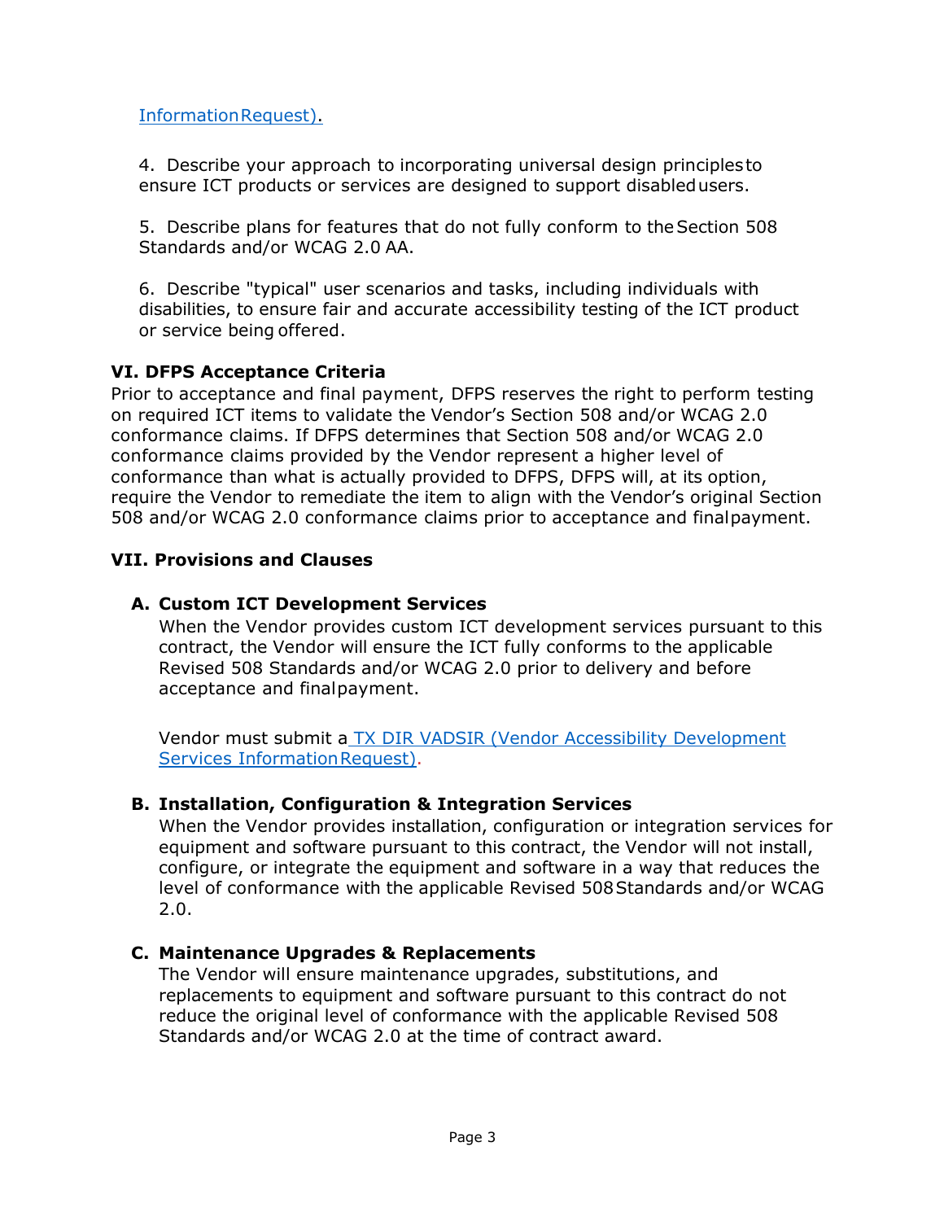Information Request).

4. Describe your approach to incorporating universal design principles to ensure ICT products or services are designed to support disabled users.

5. Describe plans for features that do not fully conform to the Section 508 Standards and/or WCAG 2.0 AA.

6. Describe "typical" user scenarios and tasks, including individuals with disabilities, to ensure fair and accurate accessibility testing of the ICT product or service being offered.

## VI. DFPS Acceptance Criteria

Prior to acceptance and final payment, DFPS reserves the right to perform testing on required ICT items to validate the Vendor's Section 508 and/or WCAG 2.0 conformance claims. If DFPS determines that Section 508 and/or WCAG 2.0 conformance claims provided by the Vendor represent a higher level of conformance than what is actually provided to DFPS, DFPS will, at its option, require the Vendor to remediate the item to align with the Vendor's original Section 508 and/or WCAG 2.0 conformance claims prior to acceptance and final payment.

## VII. Provisions and Clauses

### A. Custom ICT Development Services

When the Vendor provides custom ICT development services pursuant to this contract, the Vendor will ensure the ICT fully conforms to the applicable Revised 508 Standards and/or WCAG 2.0 prior to delivery and before acceptance and final payment.

Vendor must submit a TX DIR VADSIR (Vendor Accessibility Development Services Information Request).

### B. Installation, Configuration & Integration Services

When the Vendor provides installation, configuration or integration services for equipment and software pursuant to this contract, the Vendor will not install, configure, or integrate the equipment and software in a way that reduces the level of conformance with the applicable Revised 508 Standards and/or WCAG 2.0.

### C. Maintenance Upgrades & Replacements

The Vendor will ensure maintenance upgrades, substitutions, and replacements to equipment and software pursuant to this contract do not reduce the original level of conformance with the applicable Revised 508 Standards and/or WCAG 2.0 at the time of contract award.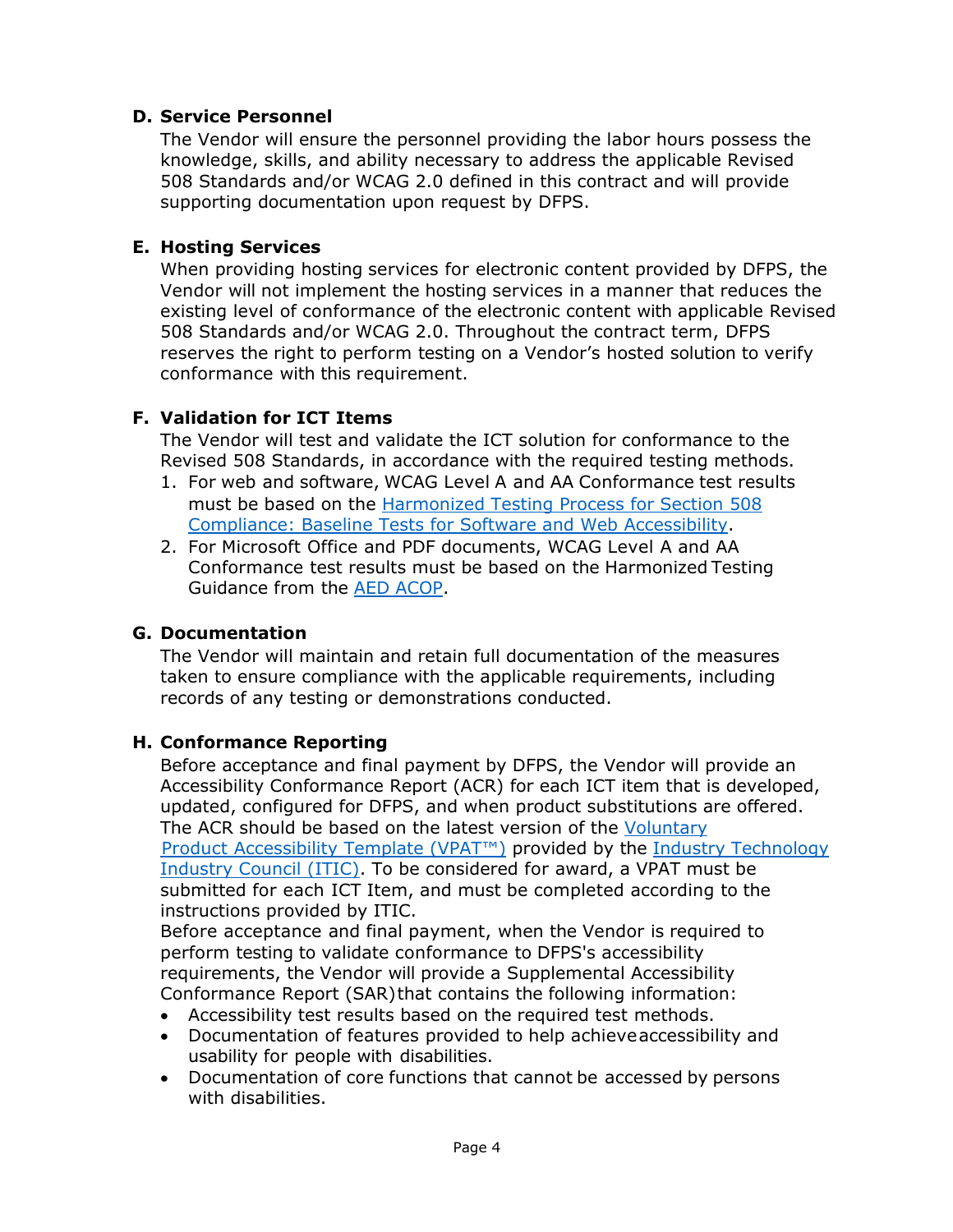### D. Service Personnel

The Vendor will ensure the personnel providing the labor hours possess the knowledge, skills, and ability necessary to address the applicable Revised 508 Standards and/or WCAG 2.0 defined in this contract and will provide supporting documentation upon request by DFPS.

### E. Hosting Services

When providing hosting services for electronic content provided by DFPS, the Vendor will not implement the hosting services in a manner that reduces the existing level of conformance of the electronic content with applicable Revised 508 Standards and/or WCAG 2.0. Throughout the contract term, DFPS reserves the right to perform testing on a Vendor's hosted solution to verify conformance with this requirement.

### F. Validation for ICT Items

The Vendor will test and validate the ICT solution for conformance to the Revised 508 Standards, in accordance with the required testing methods.

1. For web and software, WCAG Level A and AA Conformance test results must be based on the Harmonized Testing Process for Section 508 Compliance: Baseline Tests for Software and Web Accessibility.
2. For Microsoft Office and PDF documents, WCAG Level A and AA Conformance test results must be based on the Harmonized Testing Guidance from the AED ACOP.

### G. Documentation

The Vendor will maintain and retain full documentation of the measures taken to ensure compliance with the applicable requirements, including records of any testing or demonstrations conducted.

### H. Conformance Reporting

Before acceptance and final payment by DFPS, the Vendor will provide an Accessibility Conformance Report (ACR) for each ICT item that is developed, updated, configured for DFPS, and when product substitutions are offered. The ACR should be based on the latest version of the Voluntary Product Accessibility Template (VPAT™) provided by the Industry Technology Industry Council (ITIC). To be considered for award, a VPAT must be submitted for each ICT Item, and must be completed according to the instructions provided by ITIC.

Before acceptance and final payment, when the Vendor is required to perform testing to validate conformance to DFPS's accessibility requirements, the Vendor will provide a Supplemental Accessibility Conformance Report (SAR) that contains the following information:

- Accessibility test results based on the required test methods.
- Documentation of features provided to help achieve accessibility and usability for people with disabilities.
- Documentation of core functions that cannot be accessed by persons with disabilities.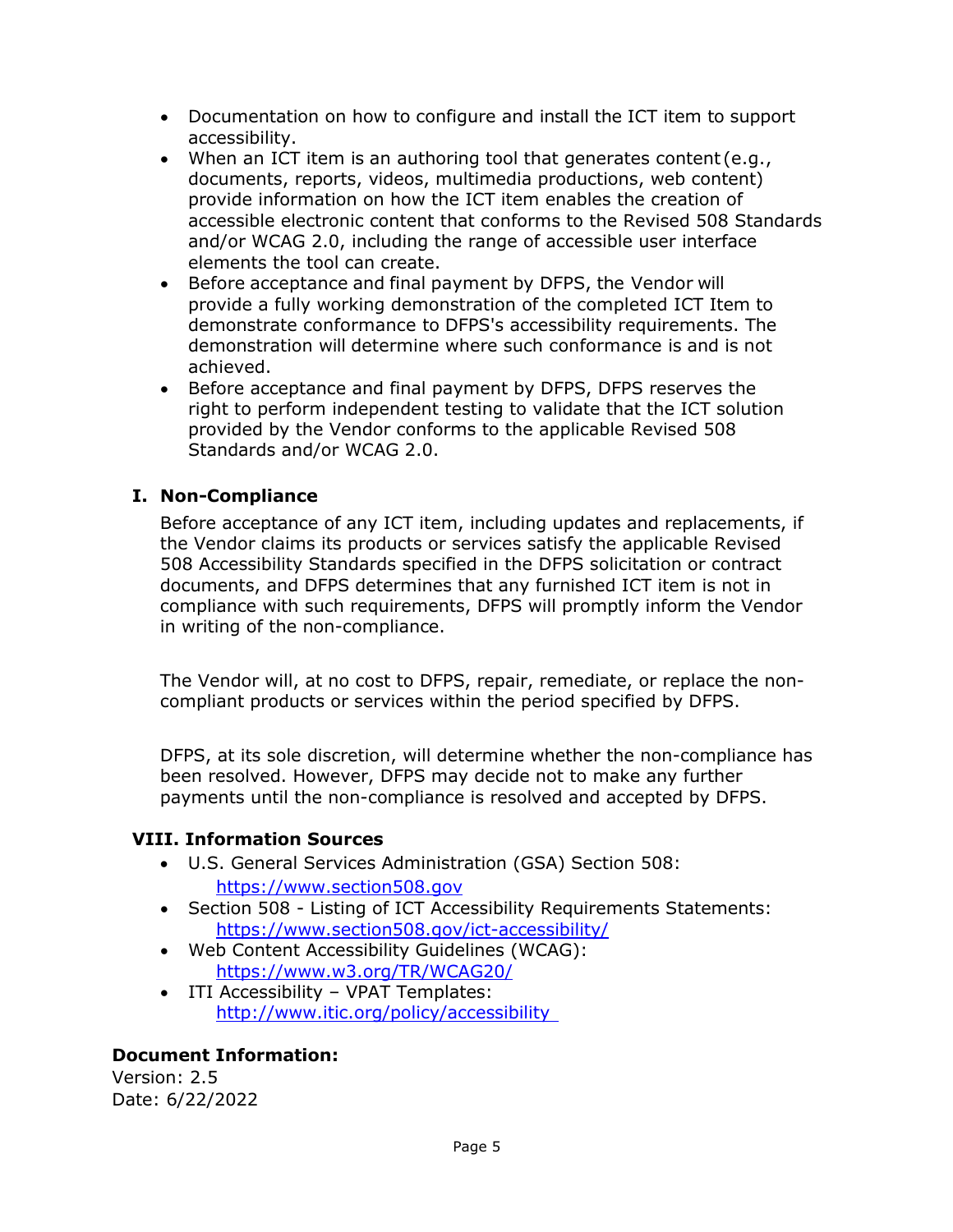- Documentation on how to configure and install the ICT item to support accessibility.
- When an ICT item is an authoring tool that generates content (e.g., documents, reports, videos, multimedia productions, web content) provide information on how the ICT item enables the creation of accessible electronic content that conforms to the Revised 508 Standards and/or WCAG 2.0, including the range of accessible user interface elements the tool can create.
- Before acceptance and final payment by DFPS, the Vendor will provide a fully working demonstration of the completed ICT Item to demonstrate conformance to DFPS's accessibility requirements. The demonstration will determine where such conformance is and is not achieved.
- Before acceptance and final payment by DFPS, DFPS reserves the right to perform independent testing to validate that the ICT solution provided by the Vendor conforms to the applicable Revised 508 Standards and/or WCAG 2.0.

### I. Non-Compliance

Before acceptance of any ICT item, including updates and replacements, if the Vendor claims its products or services satisfy the applicable Revised 508 Accessibility Standards specified in the DFPS solicitation or contract documents, and DFPS determines that any furnished ICT item is not in compliance with such requirements, DFPS will promptly inform the Vendor in writing of the non-compliance.

The Vendor will, at no cost to DFPS, repair, remediate, or replace the non-compliant products or services within the period specified by DFPS.

DFPS, at its sole discretion, will determine whether the non-compliance has been resolved. However, DFPS may decide not to make any further payments until the non-compliance is resolved and accepted by DFPS.

## VIII. Information Sources

- U.S. General Services Administration (GSA) Section 508: https://www.section508.gov
- Section 508 - Listing of ICT Accessibility Requirements Statements: https://www.section508.gov/ict-accessibility/
- Web Content Accessibility Guidelines (WCAG): https://www.w3.org/TR/WCAG20/
- ITI Accessibility – VPAT Templates: http://www.itic.org/policy/accessibility

**Document Information:**
Version: 2.5
Date: 6/22/2022